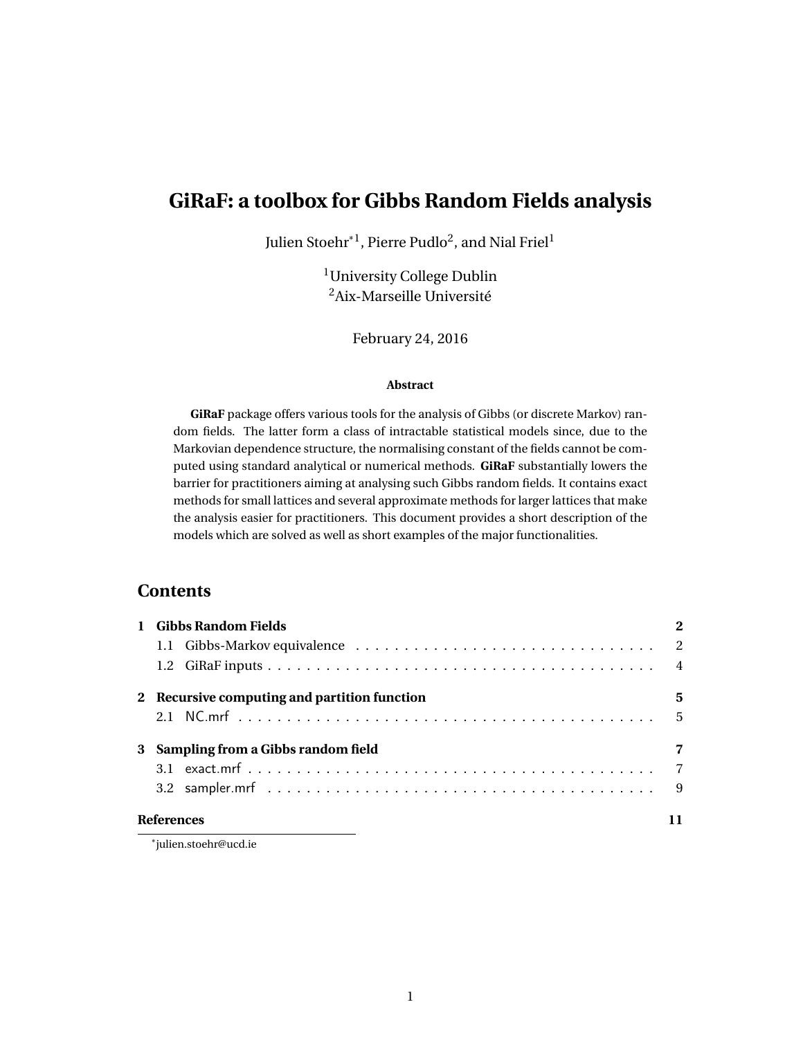# GiRaF: a toolbox for Gibbs Random Fields analysis

Julien Stoehr*[1], Pierre Pudlo[2], and Nial Friel[1]

[1]University College Dublin
[2]Aix-Marseille Université

February 24, 2016

### Abstract

**GiRaF** package offers various tools for the analysis of Gibbs (or discrete Markov) random fields. The latter form a class of intractable statistical models since, due to the Markovian dependence structure, the normalising constant of the fields cannot be computed using standard analytical or numerical methods. **GiRaF** substantially lowers the barrier for practitioners aiming at analysing such Gibbs random fields. It contains exact methods for small lattices and several approximate methods for larger lattices that make the analysis easier for practitioners. This document provides a short description of the models which are solved as well as short examples of the major functionalities.

## Contents

- **1 Gibbs Random Fields** — 2
  - 1.1 Gibbs-Markov equivalence — 2
  - 1.2 GiRaF inputs — 4
- **2 Recursive computing and partition function** — 5
  - 2.1 NC.mrf — 5
- **3 Sampling from a Gibbs random field** — 7
  - 3.1 exact.mrf — 7
  - 3.2 sampler.mrf — 9
- **References** — 11

*julien.stoehr@ucd.ie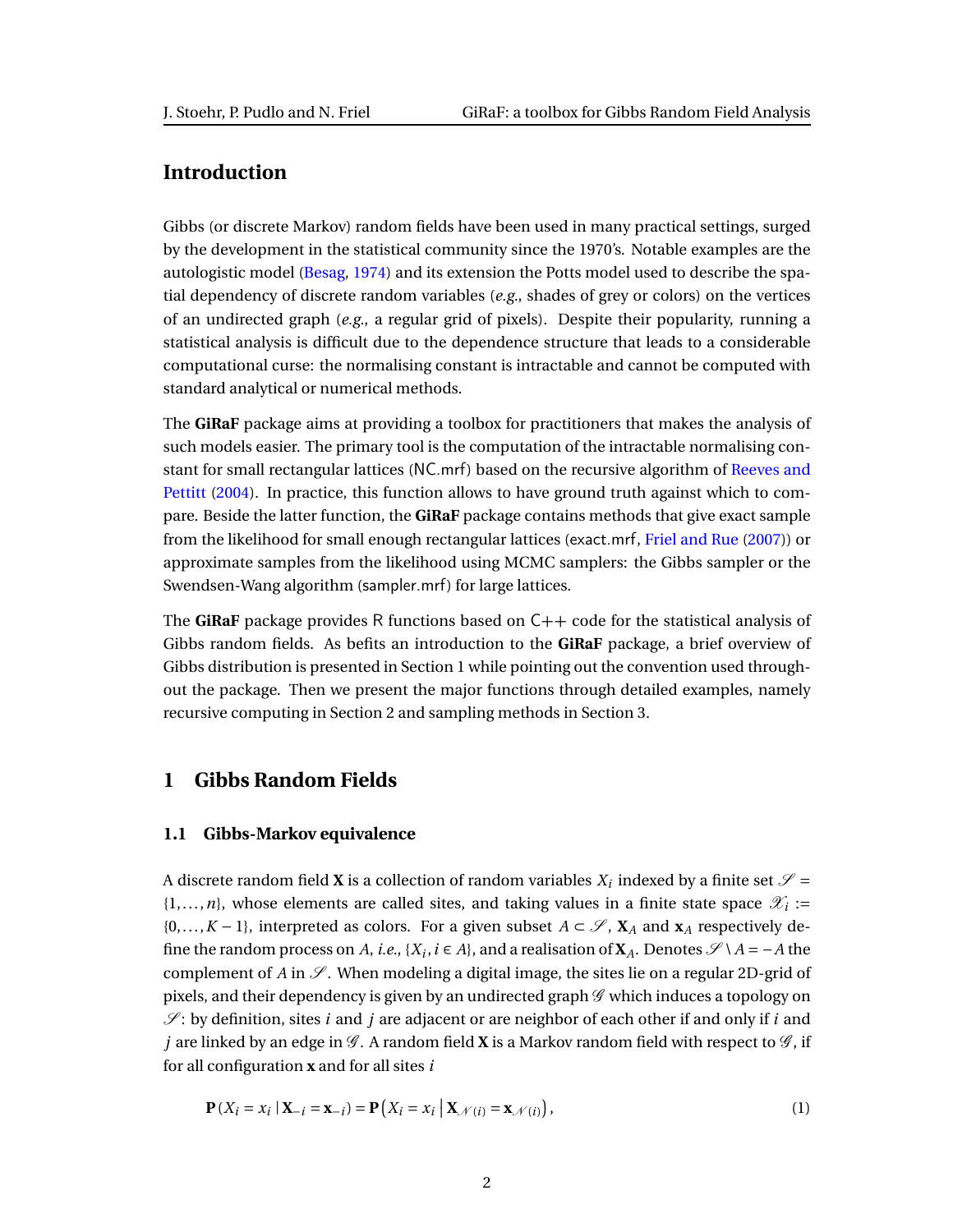## Introduction

Gibbs (or discrete Markov) random fields have been used in many practical settings, surged by the development in the statistical community since the 1970's. Notable examples are the autologistic model (Besag, 1974) and its extension the Potts model used to describe the spatial dependency of discrete random variables (*e.g.*, shades of grey or colors) on the vertices of an undirected graph (*e.g.*, a regular grid of pixels). Despite their popularity, running a statistical analysis is difficult due to the dependence structure that leads to a considerable computational curse: the normalising constant is intractable and cannot be computed with standard analytical or numerical methods.

The **GiRaF** package aims at providing a toolbox for practitioners that makes the analysis of such models easier. The primary tool is the computation of the intractable normalising constant for small rectangular lattices (NC.mrf) based on the recursive algorithm of Reeves and Pettitt (2004). In practice, this function allows to have ground truth against which to compare. Beside the latter function, the **GiRaF** package contains methods that give exact sample from the likelihood for small enough rectangular lattices (exact.mrf, Friel and Rue (2007)) or approximate samples from the likelihood using MCMC samplers: the Gibbs sampler or the Swendsen-Wang algorithm (sampler.mrf) for large lattices.

The **GiRaF** package provides R functions based on C++ code for the statistical analysis of Gibbs random fields. As befits an introduction to the **GiRaF** package, a brief overview of Gibbs distribution is presented in Section 1 while pointing out the convention used throughout the package. Then we present the major functions through detailed examples, namely recursive computing in Section 2 and sampling methods in Section 3.

## 1 Gibbs Random Fields

### 1.1 Gibbs-Markov equivalence

A discrete random field $\mathbf{X}$ is a collection of random variables $X_i$ indexed by a finite set $\mathscr{S} = \{1,\dots,n\}$, whose elements are called sites, and taking values in a finite state space $\mathscr{X}_i := \{0,\dots,K-1\}$, interpreted as colors. For a given subset $A \subset \mathscr{S}$, $\mathbf{X}_A$ and $\mathbf{x}_A$ respectively define the random process on $A$, *i.e.*, $\{X_i, i \in A\}$, and a realisation of $\mathbf{X}_A$. Denotes $\mathscr{S} \setminus A = -A$ the complement of $A$ in $\mathscr{S}$. When modeling a digital image, the sites lie on a regular 2D-grid of pixels, and their dependency is given by an undirected graph $\mathscr{G}$ which induces a topology on $\mathscr{S}$: by definition, sites $i$ and $j$ are adjacent or are neighbor of each other if and only if $i$ and $j$ are linked by an edge in $\mathscr{G}$. A random field $\mathbf{X}$ is a Markov random field with respect to $\mathscr{G}$, if for all configuration $\mathbf{x}$ and for all sites $i$

$$\mathbf{P}\left(X_i = x_i \mid \mathbf{X}_{-i} = \mathbf{x}_{-i}\right) = \mathbf{P}\left(X_i = x_i \,\middle|\, \mathbf{X}_{\mathscr{N}(i)} = \mathbf{x}_{\mathscr{N}(i)}\right), \tag{1}$$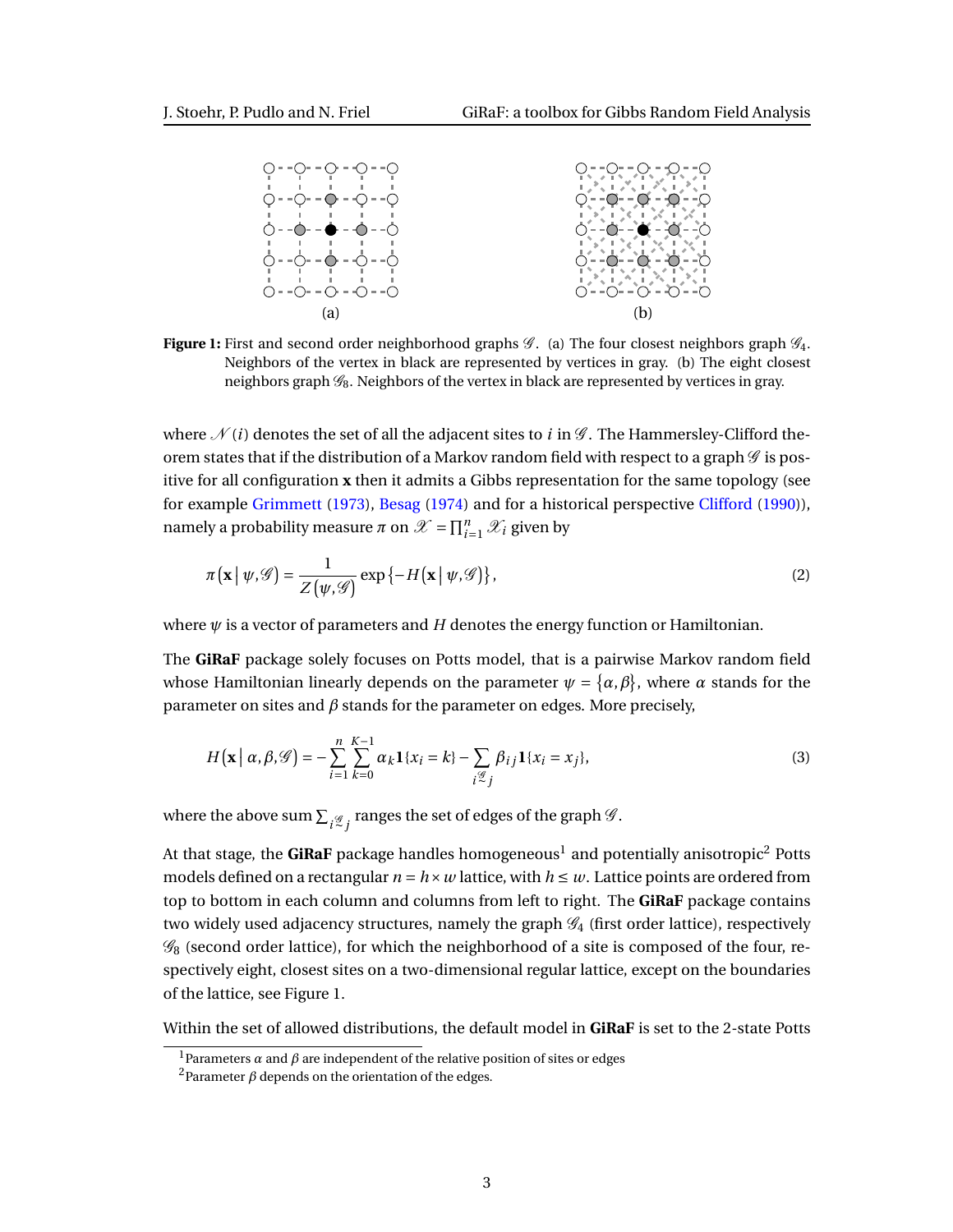(a)

(b)

**Figure 1:** First and second order neighborhood graphs $\mathscr{G}$. (a) The four closest neighbors graph $\mathscr{G}_4$. Neighbors of the vertex in black are represented by vertices in gray. (b) The eight closest neighbors graph $\mathscr{G}_8$. Neighbors of the vertex in black are represented by vertices in gray.

where $\mathscr{N}(i)$ denotes the set of all the adjacent sites to $i$ in $\mathscr{G}$. The Hammersley-Clifford theorem states that if the distribution of a Markov random field with respect to a graph $\mathscr{G}$ is positive for all configuration $\mathbf{x}$ then it admits a Gibbs representation for the same topology (see for example Grimmett (1973), Besag (1974) and for a historical perspective Clifford (1990)), namely a probability measure $\pi$ on $\mathscr{X} = \prod_{i=1}^{n} \mathscr{X}_i$ given by

$$\pi\left(\mathbf{x} \mid \psi, \mathscr{G}\right) = \frac{1}{Z\left(\psi, \mathscr{G}\right)} \exp\left\{-H\left(\mathbf{x} \mid \psi, \mathscr{G}\right)\right\}, \tag{2}$$

where $\psi$ is a vector of parameters and $H$ denotes the energy function or Hamiltonian.

The **GiRaF** package solely focuses on Potts model, that is a pairwise Markov random field whose Hamiltonian linearly depends on the parameter $\psi = \{\alpha, \beta\}$, where $\alpha$ stands for the parameter on sites and $\beta$ stands for the parameter on edges. More precisely,

$$H\left(\mathbf{x} \mid \alpha, \beta, \mathscr{G}\right) = -\sum_{i=1}^{n} \sum_{k=0}^{K-1} \alpha_k \mathbf{1}\{x_i = k\} - \sum_{i \overset{\mathscr{G}}{\sim} j} \beta_{ij} \mathbf{1}\{x_i = x_j\}, \tag{3}$$

where the above sum $\sum_{i \overset{\mathscr{G}}{\sim} j}$ ranges the set of edges of the graph $\mathscr{G}$.

At that stage, the **GiRaF** package handles homogeneous[1] and potentially anisotropic[2] Potts models defined on a rectangular $n = h \times w$ lattice, with $h \leq w$. Lattice points are ordered from top to bottom in each column and columns from left to right. The **GiRaF** package contains two widely used adjacency structures, namely the graph $\mathscr{G}_4$ (first order lattice), respectively $\mathscr{G}_8$ (second order lattice), for which the neighborhood of a site is composed of the four, respectively eight, closest sites on a two-dimensional regular lattice, except on the boundaries of the lattice, see Figure 1.

Within the set of allowed distributions, the default model in **GiRaF** is set to the 2-state Potts

[1] Parameters $\alpha$ and $\beta$ are independent of the relative position of sites or edges

[2] Parameter $\beta$ depends on the orientation of the edges.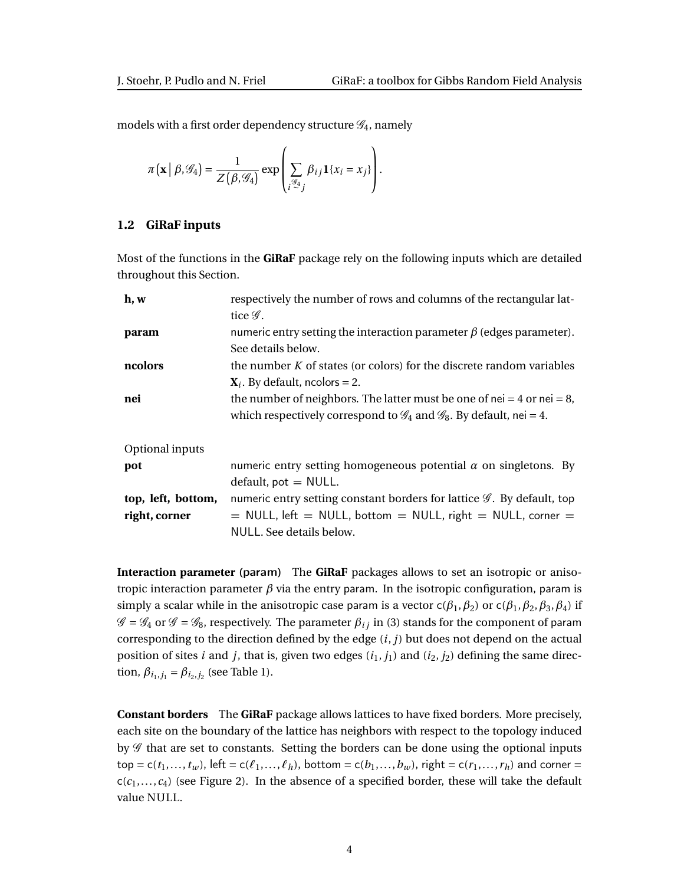models with a first order dependency structure $\mathscr{G}_4$, namely

$$\pi\left(\mathbf{x} \mid \beta, \mathscr{G}_4\right) = \frac{1}{Z\left(\beta, \mathscr{G}_4\right)} \exp\left(\sum_{i \overset{\mathscr{G}_4}{\sim} j} \beta_{ij} \mathbf{1}\{x_i = x_j\}\right).$$

### 1.2 GiRaF inputs

Most of the functions in the **GiRaF** package rely on the following inputs which are detailed throughout this Section.

| | |
|---|---|
| **h, w** | respectively the number of rows and columns of the rectangular lattice $\mathscr{G}$. |
| **param** | numeric entry setting the interaction parameter $\beta$ (edges parameter). See details below. |
| **ncolors** | the number $K$ of states (or colors) for the discrete random variables $\mathbf{X}_i$. By default, ncolors = 2. |
| **nei** | the number of neighbors. The latter must be one of nei = 4 or nei = 8, which respectively correspond to $\mathscr{G}_4$ and $\mathscr{G}_8$. By default, nei = 4. |
| Optional inputs | |
| **pot** | numeric entry setting homogeneous potential $\alpha$ on singletons. By default, pot = NULL. |
| **top, left, bottom, right, corner** | numeric entry setting constant borders for lattice $\mathscr{G}$. By default, top = NULL, left = NULL, bottom = NULL, right = NULL, corner = NULL. See details below. |

**Interaction parameter (param)** The **GiRaF** packages allows to set an isotropic or anisotropic interaction parameter $\beta$ via the entry param. In the isotropic configuration, param is simply a scalar while in the anisotropic case param is a vector c($\beta_1, \beta_2$) or c($\beta_1, \beta_2, \beta_3, \beta_4$) if $\mathscr{G} = \mathscr{G}_4$ or $\mathscr{G} = \mathscr{G}_8$, respectively. The parameter $\beta_{ij}$ in (3) stands for the component of param corresponding to the direction defined by the edge $(i, j)$ but does not depend on the actual position of sites $i$ and $j$, that is, given two edges $(i_1, j_1)$ and $(i_2, j_2)$ defining the same direction, $\beta_{i_1, j_1} = \beta_{i_2, j_2}$ (see Table 1).

**Constant borders** The **GiRaF** package allows lattices to have fixed borders. More precisely, each site on the boundary of the lattice has neighbors with respect to the topology induced by $\mathscr{G}$ that are set to constants. Setting the borders can be done using the optional inputs top = c($t_1, \ldots, t_w$), left = c($\ell_1, \ldots, \ell_h$), bottom = c($b_1, \ldots, b_w$), right = c($r_1, \ldots, r_h$) and corner = c($c_1, \ldots, c_4$) (see Figure 2). In the absence of a specified border, these will take the default value NULL.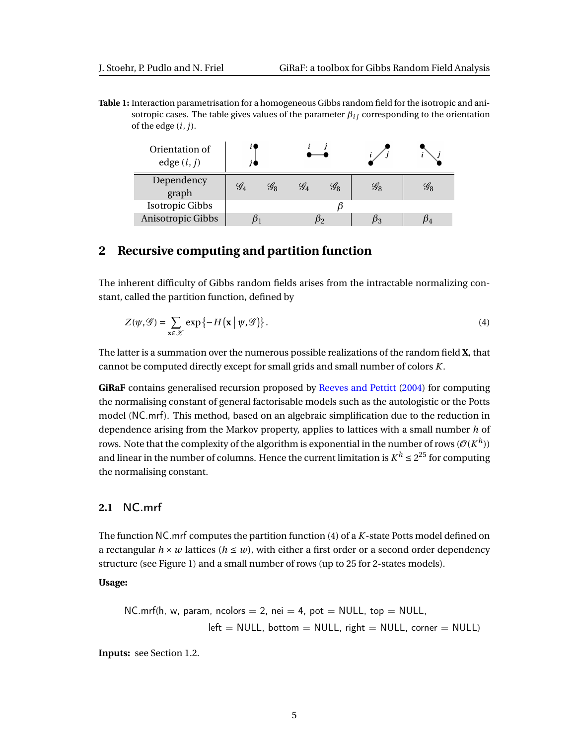**Table 1:** Interaction parametrisation for a homogeneous Gibbs random field for the isotropic and anisotropic cases. The table gives values of the parameter $\beta_{ij}$ corresponding to the orientation of the edge $(i, j)$.

| Orientation of edge $(i, j)$ | vertical ($i$ above $j$) | | horizontal ($i$ — $j$) | | diagonal ($i$ ↗ $j$) | anti-diagonal ($i$ ↘ $j$) |
|---|---|---|---|---|---|---|
| Dependency graph | $\mathscr{G}_4$ | $\mathscr{G}_8$ | $\mathscr{G}_4$ | $\mathscr{G}_8$ | $\mathscr{G}_8$ | $\mathscr{G}_8$ |
| Isotropic Gibbs | $\beta$ | | | | | |
| Anisotropic Gibbs | $\beta_1$ | | $\beta_2$ | | $\beta_3$ | $\beta_4$ |

## 2 Recursive computing and partition function

The inherent difficulty of Gibbs random fields arises from the intractable normalizing constant, called the partition function, defined by

$$Z(\psi, \mathscr{G}) = \sum_{\mathbf{x} \in \mathscr{X}} \exp\left\{-H\left(\mathbf{x} \mid \psi, \mathscr{G}\right)\right\}. \tag{4}$$

The latter is a summation over the numerous possible realizations of the random field $\mathbf{X}$, that cannot be computed directly except for small grids and small number of colors $K$.

**GiRaF** contains generalised recursion proposed by Reeves and Pettitt (2004) for computing the normalising constant of general factorisable models such as the autologistic or the Potts model (NC.mrf). This method, based on an algebraic simplification due to the reduction in dependence arising from the Markov property, applies to lattices with a small number $h$ of rows. Note that the complexity of the algorithm is exponential in the number of rows ($\mathscr{O}(K^h)$) and linear in the number of columns. Hence the current limitation is $K^h \leq 2^{25}$ for computing the normalising constant.

### 2.1 NC.mrf

The function NC.mrf computes the partition function (4) of a $K$-state Potts model defined on a rectangular $h \times w$ lattices ($h \leq w$), with either a first order or a second order dependency structure (see Figure 1) and a small number of rows (up to 25 for 2-states models).

**Usage:**

```
NC.mrf(h, w, param, ncolors = 2, nei = 4, pot = NULL, top = NULL,
        left = NULL, bottom = NULL, right = NULL, corner = NULL)
```

**Inputs:** see Section 1.2.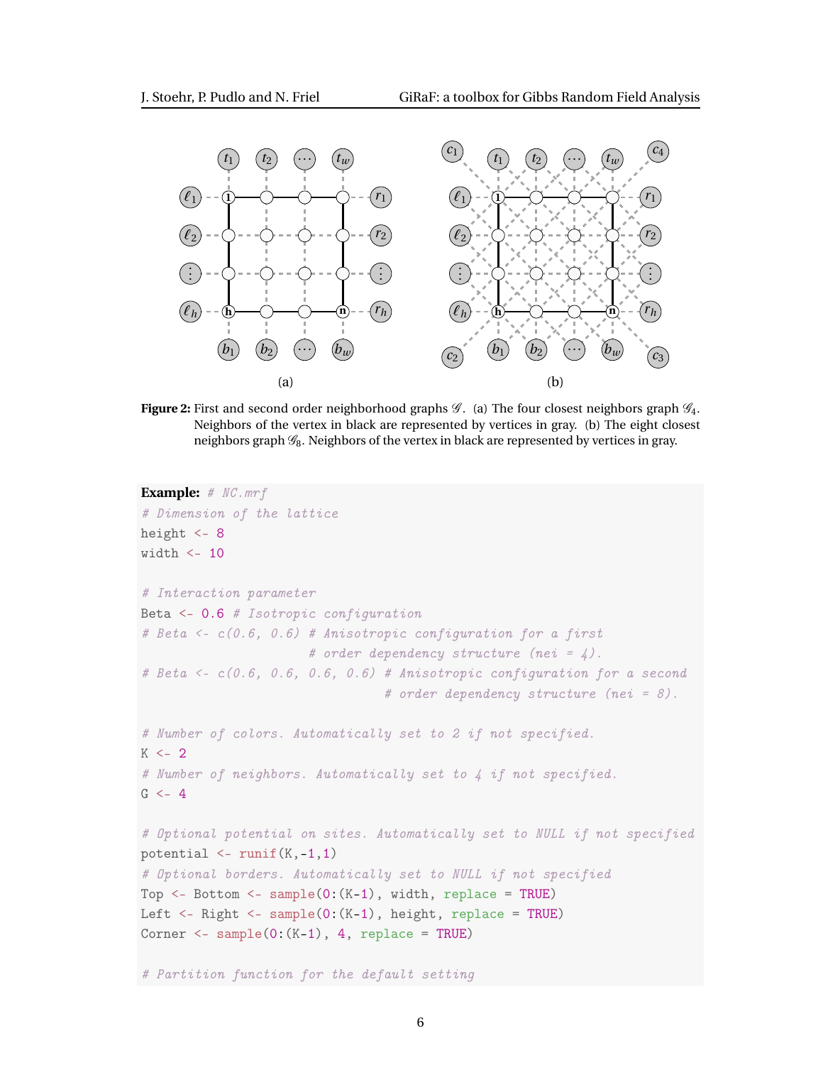(a)

(b)

**Figure 2:** First and second order neighborhood graphs $\mathscr{G}$. (a) The four closest neighbors graph $\mathscr{G}_4$. Neighbors of the vertex in black are represented by vertices in gray. (b) The eight closest neighbors graph $\mathscr{G}_8$. Neighbors of the vertex in black are represented by vertices in gray.

**Example:**
```
# NC.mrf
# Dimension of the lattice
height <- 8
width <- 10

# Interaction parameter
Beta <- 0.6 # Isotropic configuration
# Beta <- c(0.6, 0.6) # Anisotropic configuration for a first
                      # order dependency structure (nei = 4).
# Beta <- c(0.6, 0.6, 0.6, 0.6) # Anisotropic configuration for a second
                                # order dependency structure (nei = 8).

# Number of colors. Automatically set to 2 if not specified.
K <- 2
# Number of neighbors. Automatically set to 4 if not specified.
G <- 4

# Optional potential on sites. Automatically set to NULL if not specified
potential <- runif(K,-1,1)
# Optional borders. Automatically set to NULL if not specified
Top <- Bottom <- sample(0:(K-1), width, replace = TRUE)
Left <- Right <- sample(0:(K-1), height, replace = TRUE)
Corner <- sample(0:(K-1), 4, replace = TRUE)

# Partition function for the default setting
```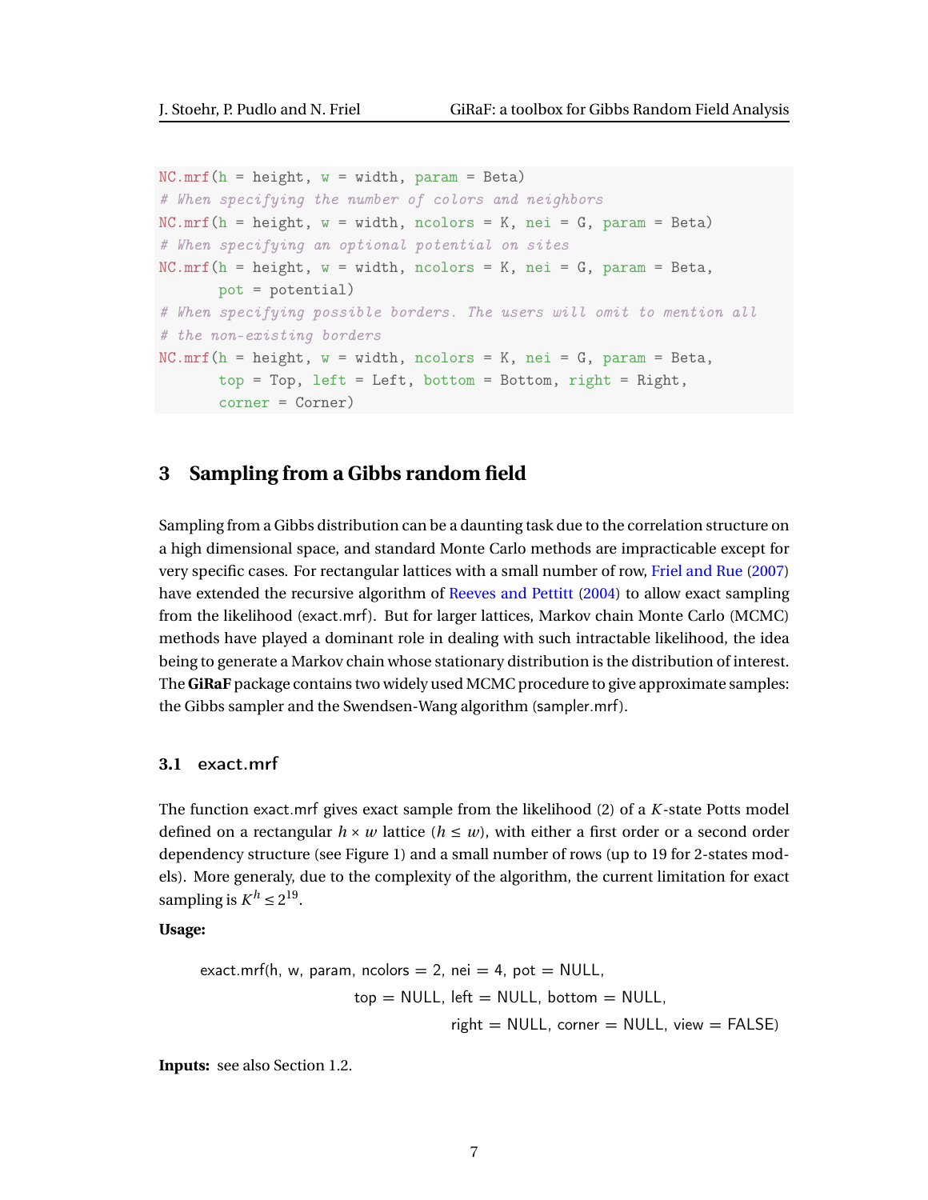```
NC.mrf(h = height, w = width, param = Beta)
# When specifying the number of colors and neighbors
NC.mrf(h = height, w = width, ncolors = K, nei = G, param = Beta)
# When specifying an optional potential on sites
NC.mrf(h = height, w = width, ncolors = K, nei = G, param = Beta,
       pot = potential)
# When specifying possible borders. The users will omit to mention all
# the non-existing borders
NC.mrf(h = height, w = width, ncolors = K, nei = G, param = Beta,
       top = Top, left = Left, bottom = Bottom, right = Right,
       corner = Corner)
```

## 3 Sampling from a Gibbs random field

Sampling from a Gibbs distribution can be a daunting task due to the correlation structure on a high dimensional space, and standard Monte Carlo methods are impracticable except for very specific cases. For rectangular lattices with a small number of row, Friel and Rue (2007) have extended the recursive algorithm of Reeves and Pettitt (2004) to allow exact sampling from the likelihood (exact.mrf). But for larger lattices, Markov chain Monte Carlo (MCMC) methods have played a dominant role in dealing with such intractable likelihood, the idea being to generate a Markov chain whose stationary distribution is the distribution of interest. The **GiRaF** package contains two widely used MCMC procedure to give approximate samples: the Gibbs sampler and the Swendsen-Wang algorithm (sampler.mrf).

### 3.1 exact.mrf

The function exact.mrf gives exact sample from the likelihood (2) of a $K$-state Potts model defined on a rectangular $h \times w$ lattice ($h \leq w$), with either a first order or a second order dependency structure (see Figure 1) and a small number of rows (up to 19 for 2-states models). More generaly, due to the complexity of the algorithm, the current limitation for exact sampling is $K^h \leq 2^{19}$.

**Usage:**

```
exact.mrf(h, w, param, ncolors = 2, nei = 4, pot = NULL,
          top = NULL, left = NULL, bottom = NULL,
          right = NULL, corner = NULL, view = FALSE)
```

**Inputs:** see also Section 1.2.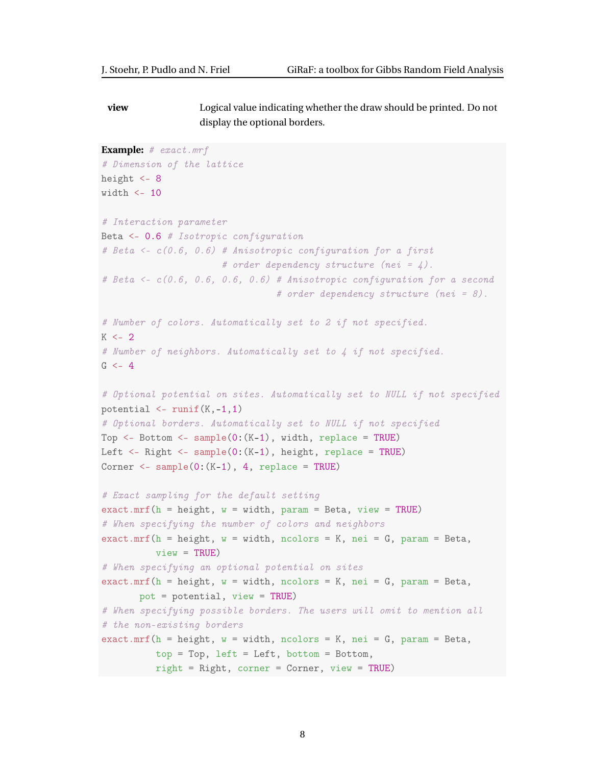| | |
|---|---|
| **view** | Logical value indicating whether the draw should be printed. Do not display the optional borders. |

**Example:**

```
# exact.mrf
# Dimension of the lattice
height <- 8
width <- 10

# Interaction parameter
Beta <- 0.6 # Isotropic configuration
# Beta <- c(0.6, 0.6) # Anisotropic configuration for a first
                      # order dependency structure (nei = 4).
# Beta <- c(0.6, 0.6, 0.6, 0.6) # Anisotropic configuration for a second
                                # order dependency structure (nei = 8).

# Number of colors. Automatically set to 2 if not specified.
K <- 2
# Number of neighbors. Automatically set to 4 if not specified.
G <- 4

# Optional potential on sites. Automatically set to NULL if not specified
potential <- runif(K,-1,1)
# Optional borders. Automatically set to NULL if not specified
Top <- Bottom <- sample(0:(K-1), width, replace = TRUE)
Left <- Right <- sample(0:(K-1), height, replace = TRUE)
Corner <- sample(0:(K-1), 4, replace = TRUE)

# Exact sampling for the default setting
exact.mrf(h = height, w = width, param = Beta, view = TRUE)
# When specifying the number of colors and neighbors
exact.mrf(h = height, w = width, ncolors = K, nei = G, param = Beta,
          view = TRUE)
# When specifying an optional potential on sites
exact.mrf(h = height, w = width, ncolors = K, nei = G, param = Beta,
       pot = potential, view = TRUE)
# When specifying possible borders. The users will omit to mention all
# the non-existing borders
exact.mrf(h = height, w = width, ncolors = K, nei = G, param = Beta,
          top = Top, left = Left, bottom = Bottom,
          right = Right, corner = Corner, view = TRUE)
```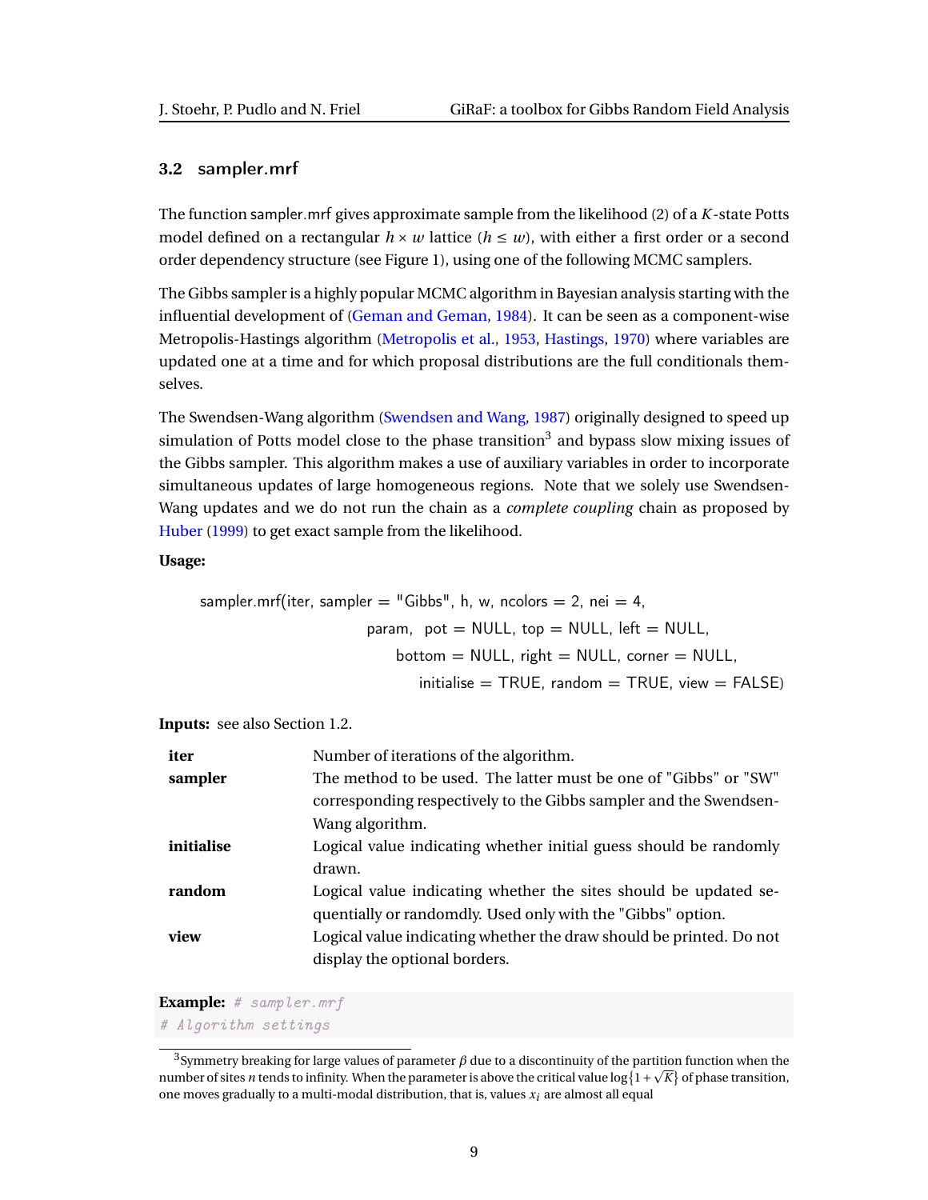### 3.2 sampler.mrf

The function sampler.mrf gives approximate sample from the likelihood (2) of a $K$-state Potts model defined on a rectangular $h \times w$ lattice ($h \leq w$), with either a first order or a second order dependency structure (see Figure 1), using one of the following MCMC samplers.

The Gibbs sampler is a highly popular MCMC algorithm in Bayesian analysis starting with the influential development of (Geman and Geman, 1984). It can be seen as a component-wise Metropolis-Hastings algorithm (Metropolis et al., 1953, Hastings, 1970) where variables are updated one at a time and for which proposal distributions are the full conditionals themselves.

The Swendsen-Wang algorithm (Swendsen and Wang, 1987) originally designed to speed up simulation of Potts model close to the phase transition[3] and bypass slow mixing issues of the Gibbs sampler. This algorithm makes a use of auxiliary variables in order to incorporate simultaneous updates of large homogeneous regions. Note that we solely use Swendsen-Wang updates and we do not run the chain as a *complete coupling* chain as proposed by Huber (1999) to get exact sample from the likelihood.

**Usage:**

```
sampler.mrf(iter, sampler = "Gibbs", h, w, ncolors = 2, nei = 4,
                    param,  pot = NULL, top = NULL, left = NULL,
                        bottom = NULL, right = NULL, corner = NULL,
                            initialise = TRUE, random = TRUE, view = FALSE)
```

**Inputs:** see also Section 1.2.

| | |
|---|---|
| **iter** | Number of iterations of the algorithm. |
| **sampler** | The method to be used. The latter must be one of "Gibbs" or "SW" corresponding respectively to the Gibbs sampler and the Swendsen-Wang algorithm. |
| **initialise** | Logical value indicating whether initial guess should be randomly drawn. |
| **random** | Logical value indicating whether the sites should be updated sequentially or randomdly. Used only with the "Gibbs" option. |
| **view** | Logical value indicating whether the draw should be printed. Do not display the optional borders. |

**Example:**

```
# sampler.mrf
# Algorithm settings
```

[3] Symmetry breaking for large values of parameter $\beta$ due to a discontinuity of the partition function when the number of sites $n$ tends to infinity. When the parameter is above the critical value $\log\{1+\sqrt{K}\}$ of phase transition, one moves gradually to a multi-modal distribution, that is, values $x_i$ are almost all equal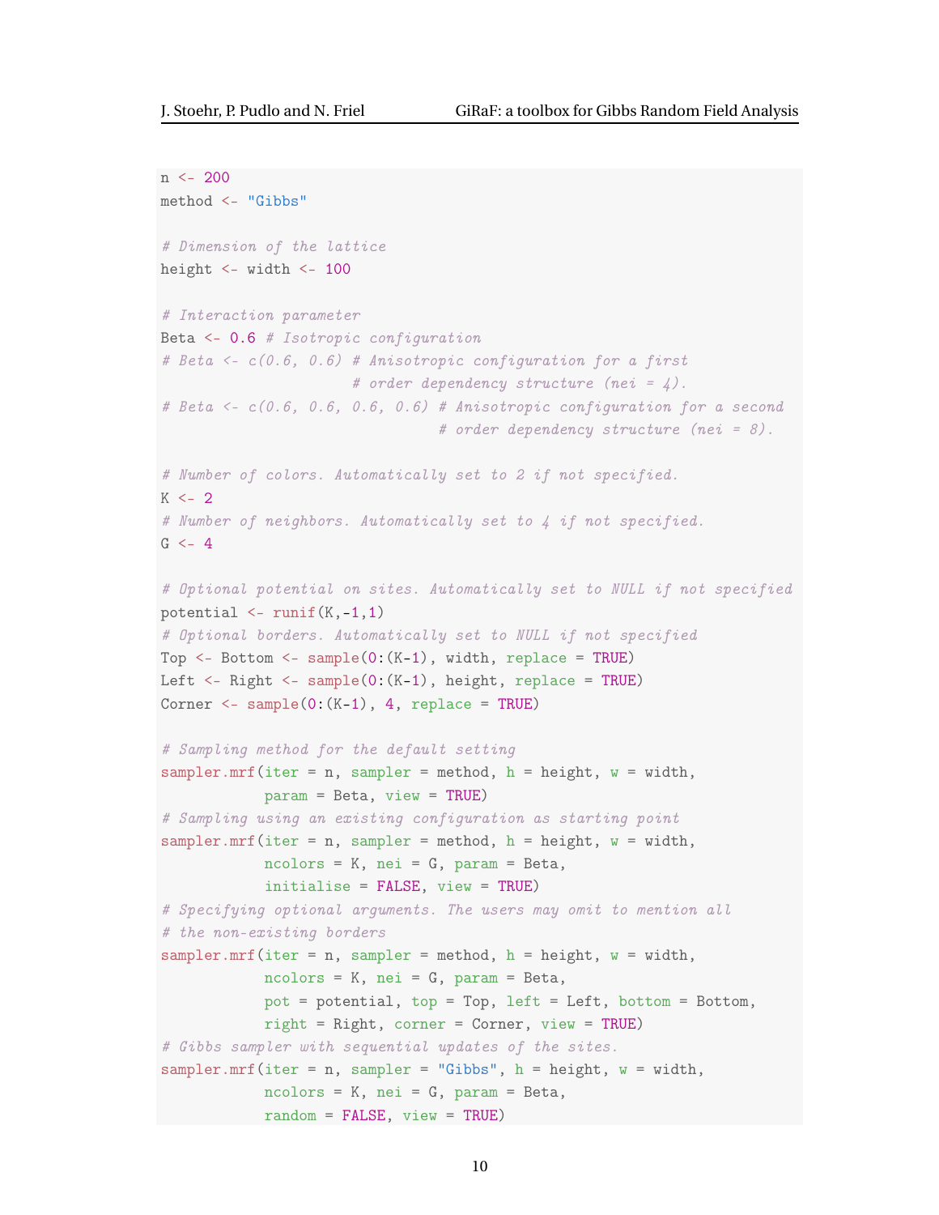```r
n <- 200
method <- "Gibbs"

# Dimension of the lattice
height <- width <- 100

# Interaction parameter
Beta <- 0.6 # Isotropic configuration
# Beta <- c(0.6, 0.6) # Anisotropic configuration for a first
                      # order dependency structure (nei = 4).
# Beta <- c(0.6, 0.6, 0.6, 0.6) # Anisotropic configuration for a second
                                # order dependency structure (nei = 8).

# Number of colors. Automatically set to 2 if not specified.
K <- 2
# Number of neighbors. Automatically set to 4 if not specified.
G <- 4

# Optional potential on sites. Automatically set to NULL if not specified
potential <- runif(K,-1,1)
# Optional borders. Automatically set to NULL if not specified
Top <- Bottom <- sample(0:(K-1), width, replace = TRUE)
Left <- Right <- sample(0:(K-1), height, replace = TRUE)
Corner <- sample(0:(K-1), 4, replace = TRUE)

# Sampling method for the default setting
sampler.mrf(iter = n, sampler = method, h = height, w = width,
            param = Beta, view = TRUE)
# Sampling using an existing configuration as starting point
sampler.mrf(iter = n, sampler = method, h = height, w = width,
            ncolors = K, nei = G, param = Beta,
            initialise = FALSE, view = TRUE)
# Specifying optional arguments. The users may omit to mention all
# the non-existing borders
sampler.mrf(iter = n, sampler = method, h = height, w = width,
            ncolors = K, nei = G, param = Beta,
            pot = potential, top = Top, left = Left, bottom = Bottom,
            right = Right, corner = Corner, view = TRUE)
# Gibbs sampler with sequential updates of the sites.
sampler.mrf(iter = n, sampler = "Gibbs", h = height, w = width,
            ncolors = K, nei = G, param = Beta,
            random = FALSE, view = TRUE)
```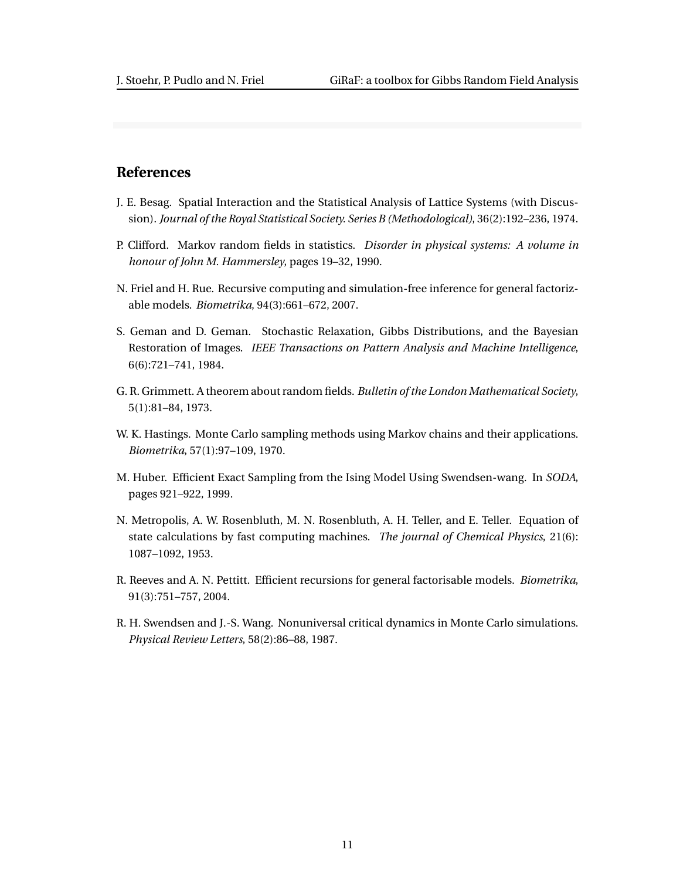## References

J. E. Besag. Spatial Interaction and the Statistical Analysis of Lattice Systems (with Discussion). *Journal of the Royal Statistical Society. Series B (Methodological)*, 36(2):192–236, 1974.

P. Clifford. Markov random fields in statistics. *Disorder in physical systems: A volume in honour of John M. Hammersley*, pages 19–32, 1990.

N. Friel and H. Rue. Recursive computing and simulation-free inference for general factorizable models. *Biometrika*, 94(3):661–672, 2007.

S. Geman and D. Geman. Stochastic Relaxation, Gibbs Distributions, and the Bayesian Restoration of Images. *IEEE Transactions on Pattern Analysis and Machine Intelligence*, 6(6):721–741, 1984.

G. R. Grimmett. A theorem about random fields. *Bulletin of the London Mathematical Society*, 5(1):81–84, 1973.

W. K. Hastings. Monte Carlo sampling methods using Markov chains and their applications. *Biometrika*, 57(1):97–109, 1970.

M. Huber. Efficient Exact Sampling from the Ising Model Using Swendsen-wang. In *SODA*, pages 921–922, 1999.

N. Metropolis, A. W. Rosenbluth, M. N. Rosenbluth, A. H. Teller, and E. Teller. Equation of state calculations by fast computing machines. *The journal of Chemical Physics*, 21(6): 1087–1092, 1953.

R. Reeves and A. N. Pettitt. Efficient recursions for general factorisable models. *Biometrika*, 91(3):751–757, 2004.

R. H. Swendsen and J.-S. Wang. Nonuniversal critical dynamics in Monte Carlo simulations. *Physical Review Letters*, 58(2):86–88, 1987.